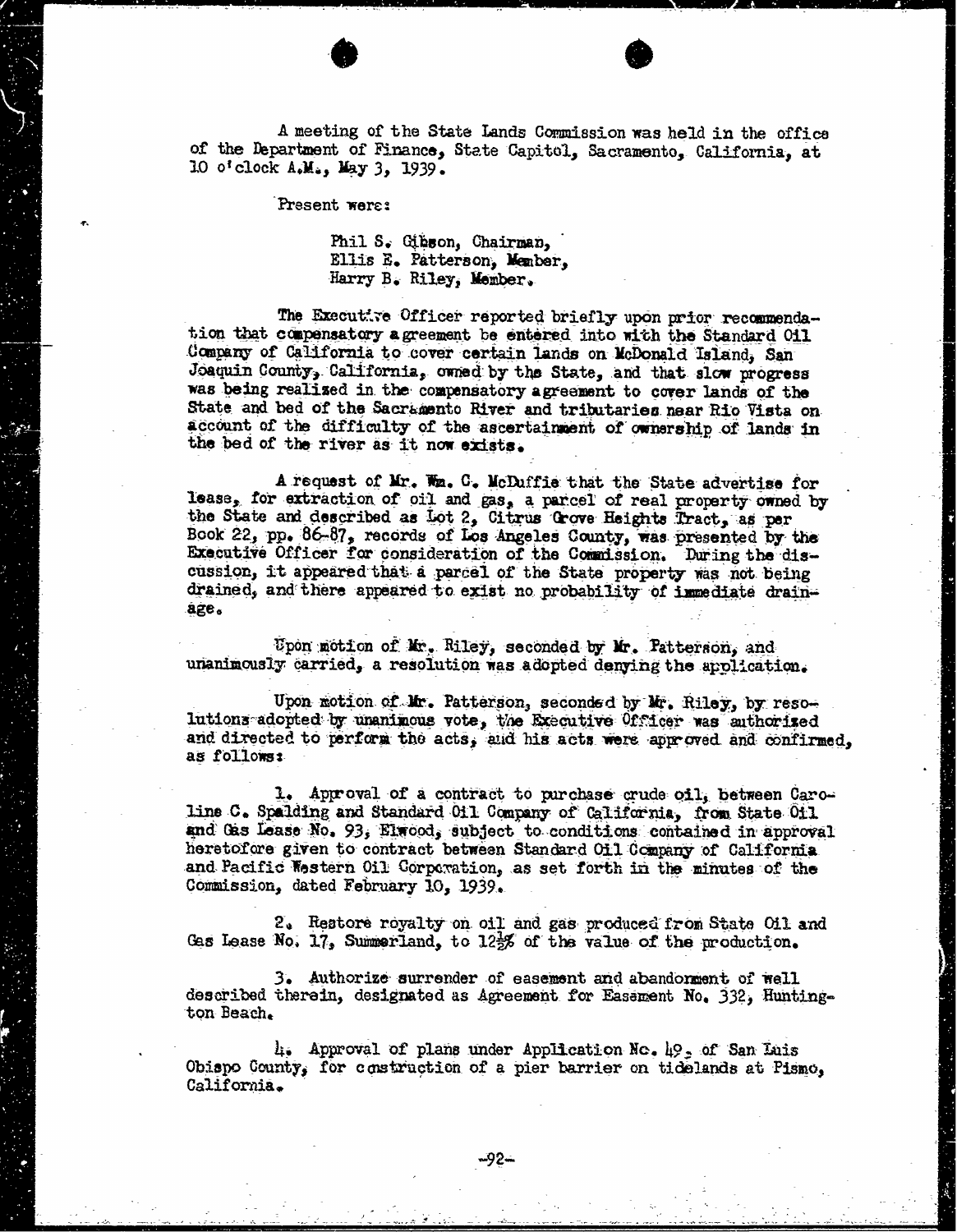A meeting of the State Lands Commission was held in the office of the Department of Finance, State Capitol, Sacramento, California, at 10 o'clock A.M., May 3, 1939.

Present were:

Phil S. Gibson, Chairman,
Ellis E. Patterson, Member,
Harry B. Riley, Member.

The Executive Officer reported briefly upon prior recommendation that compensatory agreement be entered into with the Standard Oil Company of California to cover certain lands on McDonald Island, San Joaquin County, California, owned by the State, and that slow progress was being realized in the compensatory agreement to cover lands of the State and bed of the Sacramento River and tributaries near Rio Vista on account of the difficulty of the ascertainment of ownership of lands in the bed of the river as it now exists.

A request of Mr. Wm. C. McDuffie that the State advertise for lease, for extraction of oil and gas, a parcel of real property owned by the State and described as Lot 2, Citrus Grove Heights Tract, as per Book 22, pp. 86-87, records of Los Angeles County, was presented by the Executive Officer for consideration of the Commission. During the discussion, it appeared that a parcel of the State property was not being drained, and there appeared to exist no probability of immediate drainage.

Upon motion of Mr. Riley, seconded by Mr. Patterson, and unanimously carried, a resolution was adopted denying the application.

Upon motion of Mr. Patterson, seconded by Mr. Riley, by resolutions adopted by unanimous vote, the Executive Officer was authorized and directed to perform the acts, and his acts were approved and confirmed, as follows:

1. Approval of a contract to purchase crude oil, between Caroline C. Spalding and Standard Oil Company of California, from State Oil and Gas Lease No. 93, Elwood, subject to conditions contained in approval heretofore given to contract between Standard Oil Company of California and Pacific Western Oil Corporation, as set forth in the minutes of the Commission, dated February 10, 1939.

2. Restore royalty on oil and gas produced from State Oil and Gas Lease No. 17, Summerland, to 12½% of the value of the production.

3. Authorize surrender of easement and abandonment of well described therein, designated as Agreement for Easement No. 332, Huntington Beach.

4. Approval of plans under Application No. 49, of San Luis Obispo County, for construction of a pier barrier on tidelands at Pismo, California.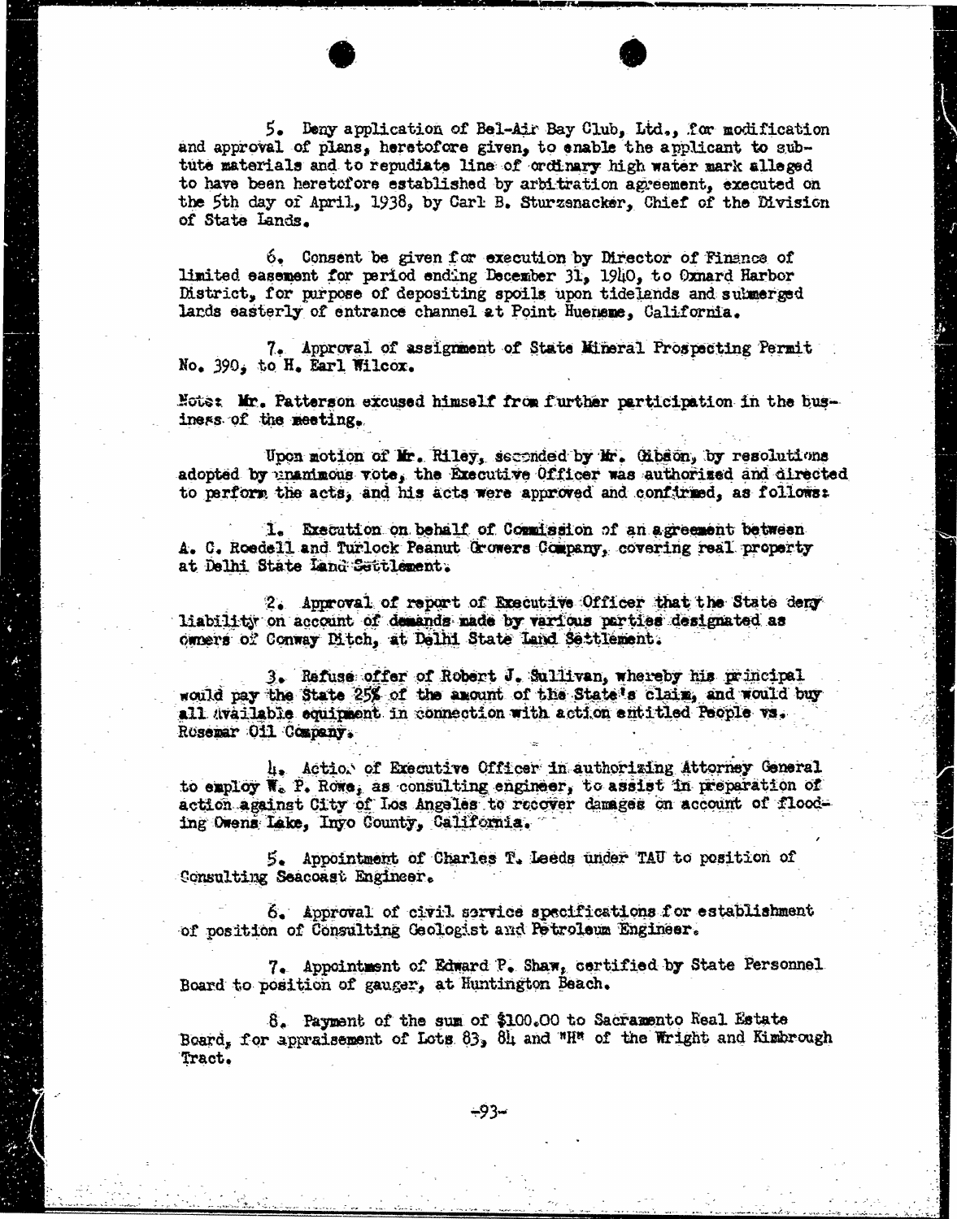5. Deny application of Bel-Air Bay Club, Ltd., for modification and approval of plans, heretofore given, to enable the applicant to subtute materials and to repudiate line of ordinary high water mark alleged to have been heretofore established by arbitration agreement, executed on the 5th day of April, 1938, by Carl B. Sturzenacker, Chief of the Division of State Lands.

6. Consent be given for execution by Director of Finance of limited easement for period ending December 31, 1940, to Oxnard Harbor District, for purpose of depositing spoils upon tidelands and submerged lands easterly of entrance channel at Point Hueneme, California.

7. Approval of assignment of State Mineral Prospecting Permit No. 390, to H. Earl Wilcox.

Note: Mr. Patterson excused himself from further participation in the business of the meeting.

Upon motion of Mr. Riley, seconded by Mr. Gibson, by resolutions adopted by unanimous vote, the Executive Officer was authorized and directed to perform the acts, and his acts were approved and confirmed, as follows:

1. Execution on behalf of Commission of an agreement between A. C. Roedell and Turlock Peanut Growers Company, covering real property at Delhi State Land Settlement.

2. Approval of report of Executive Officer that the State deny liability on account of demands made by various parties designated as owners of Conway Ditch, at Delhi State Land Settlement.

3. Refuse offer of Robert J. Sullivan, whereby his principal would pay the State 25% of the amount of the State's claim, and would buy all available equipment in connection with action entitled People vs. Rosemar Oil Company.

4. Action of Executive Officer in authorizing Attorney General to employ W. P. Rowe, as consulting engineer, to assist in preparation of action against City of Los Angeles to recover damages on account of flooding Owens Lake, Inyo County, California.

5. Appointment of Charles T. Leeds under TAU to position of Consulting Seacoast Engineer.

6. Approval of civil service specifications for establishment of position of Consulting Geologist and Petroleum Engineer.

7. Appointment of Edward P. Shaw, certified by State Personnel Board to position of gauger, at Huntington Beach.

8. Payment of the sum of $100.00 to Sacramento Real Estate Board, for appraisement of Lots 83, 84 and "H" of the Wright and Kimbrough Tract.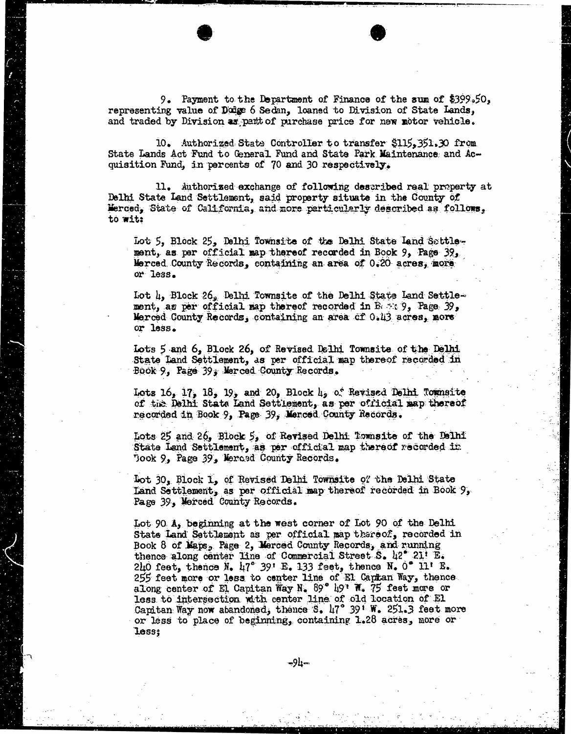9. Payment to the Department of Finance of the sum of $399.50, representing value of Dodge 6 Sedan, loaned to Division of State Lands, and traded by Division as part of purchase price for new motor vehicle.

10. Authorized State Controller to transfer $115,351.30 from State Lands Act Fund to General Fund and State Park Maintenance and Acquisition Fund, in percents of 70 and 30 respectively.

11. Authorized exchange of following described real property at Delhi State Land Settlement, said property situate in the County of Merced, State of California, and more particularly described as follows, to wit:

Lot 5, Block 25, Delhi Townsite of the Delhi State Land Settlement, as per official map thereof recorded in Book 9, Page 39, Merced County Records, containing an area of 0.20 acres, more or less.

Lot 4, Block 26, Delhi Townsite of the Delhi State Land Settlement, as per official map thereof recorded in Book 9, Page 39, Merced County Records, containing an area of 0.43 acres, more or less.

Lots 5 and 6, Block 26, of Revised Delhi Townsite of the Delhi State Land Settlement, as per official map thereof recorded in Book 9, Page 39, Merced County Records.

Lots 16, 17, 18, 19, and 20, Block 4, of Revised Delhi Townsite of the Delhi State Land Settlement, as per official map thereof recorded in Book 9, Page 39, Merced County Records.

Lots 25 and 26, Block 5, of Revised Delhi Townsite of the Delhi State Land Settlement, as per official map thereof recorded in Book 9, Page 39, Merced County Records.

Lot 30, Block 1, of Revised Delhi Townsite of the Delhi State Land Settlement, as per official map thereof recorded in Book 9, Page 39, Merced County Records.

Lot 90 A, beginning at the west corner of Lot 90 of the Delhi State Land Settlement as per official map thereof, recorded in Book 8 of Maps, Page 2, Merced County Records, and running thence along center line of Commercial Street S. 42° 21' E. 240 feet, thence N. 47° 39' E. 133 feet, thence N. 0° 11' E. 255 feet more or less to center line of El Capitan Way, thence along center of El Capitan Way N. 89° 49' W. 75 feet more or less to intersection with center line of old location of El Capitan Way now abandoned, thence S. 47° 39' W. 251.3 feet more or less to place of beginning, containing 1.28 acres, more or less;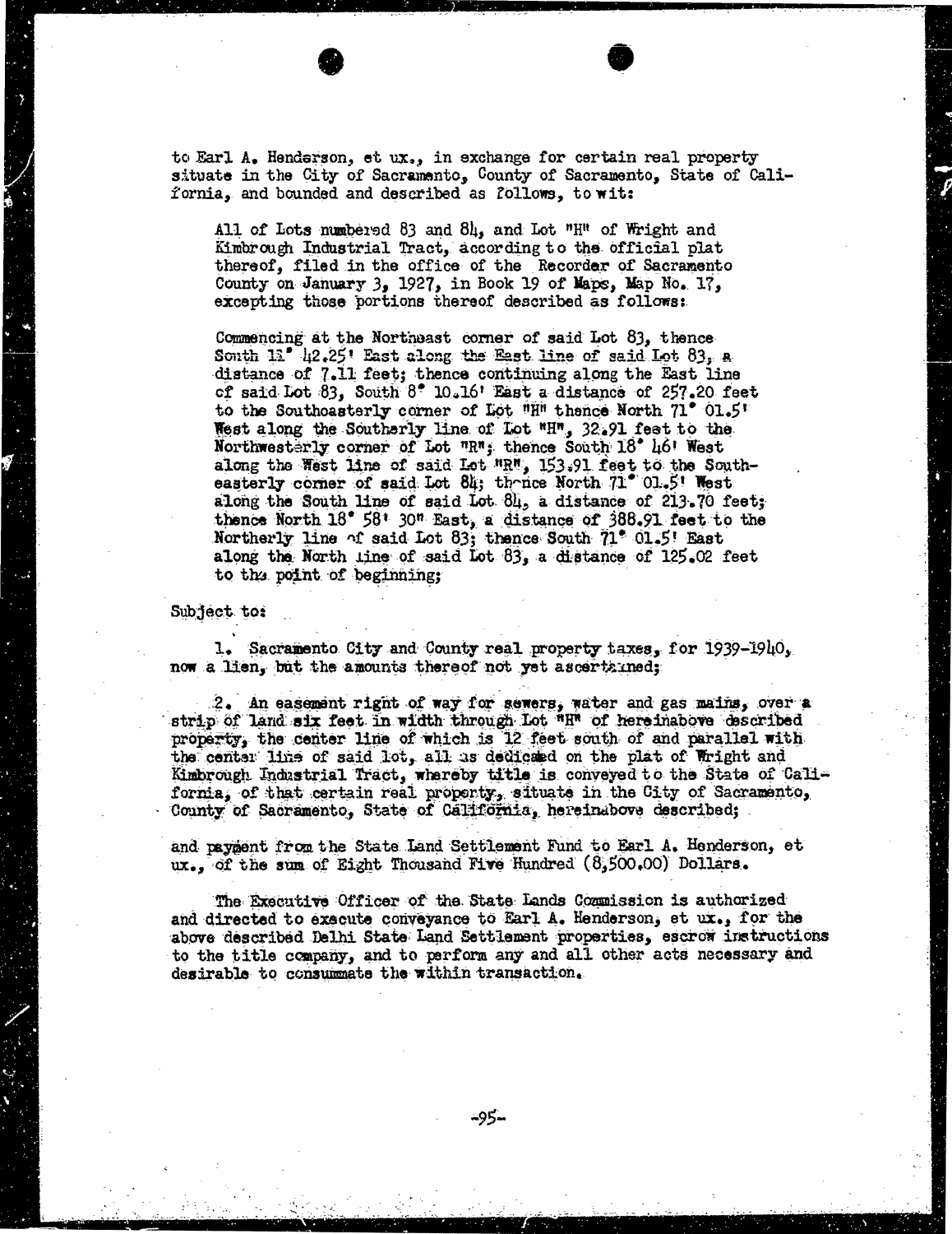to Earl A. Henderson, et ux., in exchange for certain real property situate in the City of Sacramento, County of Sacramento, State of California, and bounded and described as follows, to wit:

All of Lots numbered 83 and 84, and Lot "H" of Wright and Kimbrough Industrial Tract, according to the official plat thereof, filed in the office of the Recorder of Sacramento County on January 3, 1927, in Book 19 of Maps, Map No. 17, excepting those portions thereof described as follows:

Commencing at the Northeast corner of said Lot 83, thence South 11° 42.25' East along the East line of said Lot 83, a distance of 7.11 feet; thence continuing along the East line of said Lot 83, South 8° 10.16' East a distance of 257.20 feet to the Southeasterly corner of Lot "H" thence North 71° 01.5' West along the Southerly line of Lot "H", 32.91 feet to the Northwesterly corner of Lot "R"; thence South 18° 46' West along the West line of said Lot "R", 153.91 feet to the Southeasterly corner of said Lot 84; thence North 71° 01.5' West along the South line of said Lot 84, a distance of 213.70 feet; thence North 18° 58' 30" East, a distance of 388.91 feet to the Northerly line of said Lot 83; thence South 71° 01.5' East along the North line of said Lot 83, a distance of 125.02 feet to the point of beginning;

Subject to:

1. Sacramento City and County real property taxes, for 1939-1940, now a lien, but the amounts thereof not yet ascertained;

2. An easement right of way for sewers, water and gas mains, over a strip of land six feet in width through Lot "H" of hereinabove described property, the center line of which is 12 feet south of and parallel with the center line of said lot, all as dedicated on the plat of Wright and Kimbrough Industrial Tract, whereby title is conveyed to the State of California, of that certain real property, situate in the City of Sacramento, County of Sacramento, State of California, hereinabove described;

and payment from the State Land Settlement Fund to Earl A. Henderson, et ux., of the sum of Eight Thousand Five Hundred (8,500.00) Dollars.

The Executive Officer of the State Lands Commission is authorized and directed to execute conveyance to Earl A. Henderson, et ux., for the above described Delhi State Land Settlement properties, escrow instructions to the title company, and to perform any and all other acts necessary and desirable to consummate the within transaction.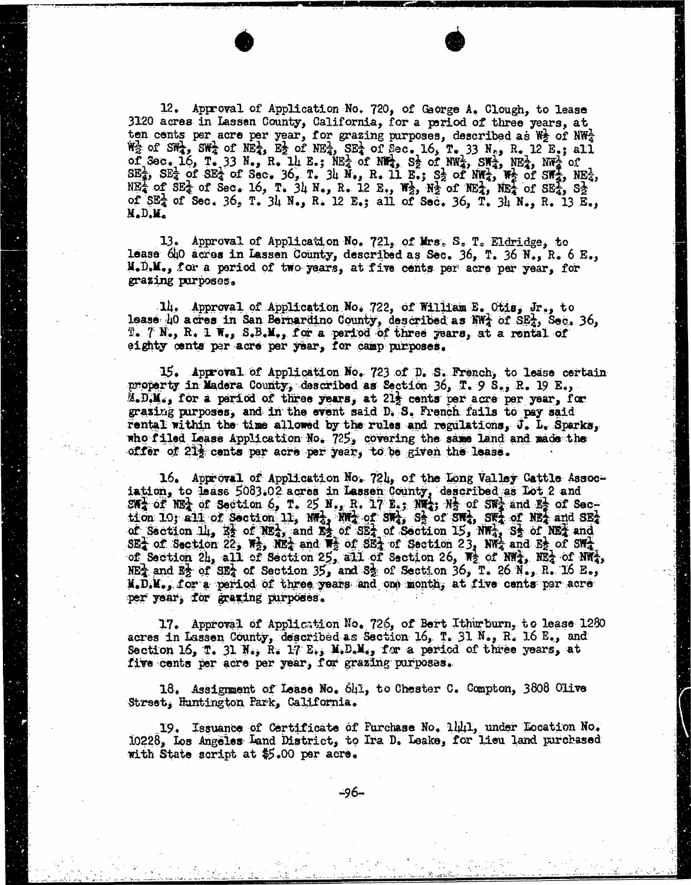12. Approval of Application No. 720, of George A. Clough, to lease 3120 acres in Lassen County, California, for a period of three years, at ten cents per acre per year, for grazing purposes, described as $W\frac{1}{2}$ of $NW\frac{1}{4}$ $W\frac{1}{2}$ of $SW\frac{1}{4}$, $SW\frac{1}{4}$ of $NE\frac{1}{4}$, $E\frac{1}{2}$ of $NE\frac{1}{4}$, $SE\frac{1}{4}$ of Sec. 16, T. 33 N., R. 12 E.; all of Sec. 16, T. 33 N., R. 14 E.; $NE\frac{1}{4}$ of $NW\frac{1}{4}$, $S\frac{1}{2}$ of $NW\frac{1}{4}$, $SW\frac{1}{4}$, $NE\frac{1}{4}$, $NW\frac{1}{4}$ of $SE\frac{1}{4}$, $SE\frac{1}{4}$ of $SE\frac{1}{4}$ of Sec. 36, T. 34 N., R. 11 E.; $S\frac{1}{2}$ of $NW\frac{1}{4}$, $W\frac{1}{2}$ of $SW\frac{1}{4}$, $NE\frac{1}{4}$, $NE\frac{1}{4}$ of $SE\frac{1}{4}$ of Sec. 16, T. 34 N., R. 12 E., $W\frac{1}{2}$, $N\frac{1}{2}$ of $NE\frac{1}{4}$, $NE\frac{1}{4}$ of $SE\frac{1}{4}$, $S\frac{1}{2}$ of $SE\frac{1}{4}$ of Sec. 36, T. 34 N., R. 12 E.; all of Sec. 36, T. 34 N., R. 13 E., M.D.M.

13. Approval of Application No. 721, of Mrs. S. T. Eldridge, to lease 640 acres in Lassen County, described as Sec. 36, T. 36 N., R. 6 E., M.D.M., for a period of two years, at five cents per acre per year, for grazing purposes.

14. Approval of Application No. 722, of William E. Otis, Jr., to lease 40 acres in San Bernardino County, described as $NW\frac{1}{4}$ of $SE\frac{1}{4}$, Sec. 36, T. 7 N., R. 1 W., S.B.M., for a period of three years, at a rental of eighty cents per acre per year, for camp purposes.

15. Approval of Application No. 723 of D. S. French, to lease certain property in Madera County, described as Section 36, T. 9 S., R. 19 E., M.D.M., for a period of three years, at $21\frac{1}{2}$ cents per acre per year, for grazing purposes, and in the event said D. S. French fails to pay said rental within the time allowed by the rules and regulations, J. L. Sparks, who filed Lease Application No. 725, covering the same land and made the offer of $21\frac{1}{2}$ cents per acre per year, to be given the lease.

16. Approval of Application No. 724, of the Long Valley Cattle Association, to lease 5083.02 acres in Lassen County, described as Lot 2 and $SW\frac{1}{4}$ of $NE\frac{1}{4}$ of Section 6, T. 25 N., R. 17 E.; $NW\frac{1}{4}$; $N\frac{1}{2}$ of $SW\frac{1}{4}$ and $E\frac{1}{2}$ of Section 10; all of Section 11, $NW\frac{1}{4}$, $NW\frac{1}{4}$ of $SW\frac{1}{4}$, $S\frac{1}{2}$ of $SW\frac{1}{4}$, $SW\frac{1}{4}$ of $NE\frac{1}{4}$ and $SE\frac{1}{4}$ of Section 14, $E\frac{1}{2}$ of $NE\frac{1}{4}$, and $E\frac{1}{2}$ of $SE\frac{1}{4}$ of Section 15, $NW\frac{1}{4}$, $S\frac{1}{2}$ of $NE\frac{1}{4}$ and $SE\frac{1}{4}$ of Section 22, $W\frac{1}{2}$, $NE\frac{1}{4}$ and $W\frac{1}{2}$ of $SE\frac{1}{4}$ of Section 23, $NW\frac{1}{4}$ and $E\frac{1}{2}$ of $SW\frac{1}{4}$ of Section 24, all of Section 25, all of Section 26, $W\frac{1}{2}$ of $NW\frac{1}{4}$, $NE\frac{1}{4}$ of $NW\frac{1}{4}$, $NE\frac{1}{4}$ and $E\frac{1}{2}$ of $SE\frac{1}{4}$ of Section 35, and $S\frac{1}{2}$ of Section 36, T. 26 N., R. 16 E., M.D.M., for a period of three years and one month, at five cents per acre per year, for grazing purposes.

17. Approval of Application No. 726, of Bert Ithurburn, to lease 1280 acres in Lassen County, described as Section 16, T. 31 N., R. 16 E., and Section 16, T. 31 N., R. 17 E., M.D.M., for a period of three years, at five cents per acre per year, for grazing purposes.

18. Assignment of Lease No. 641, to Chester C. Compton, 3808 Olive Street, Huntington Park, California.

19. Issuance of Certificate of Purchase No. 1441, under Location No. 10228, Los Angeles Land District, to Ira D. Leake, for lieu land purchased with State script at $5.00 per acre.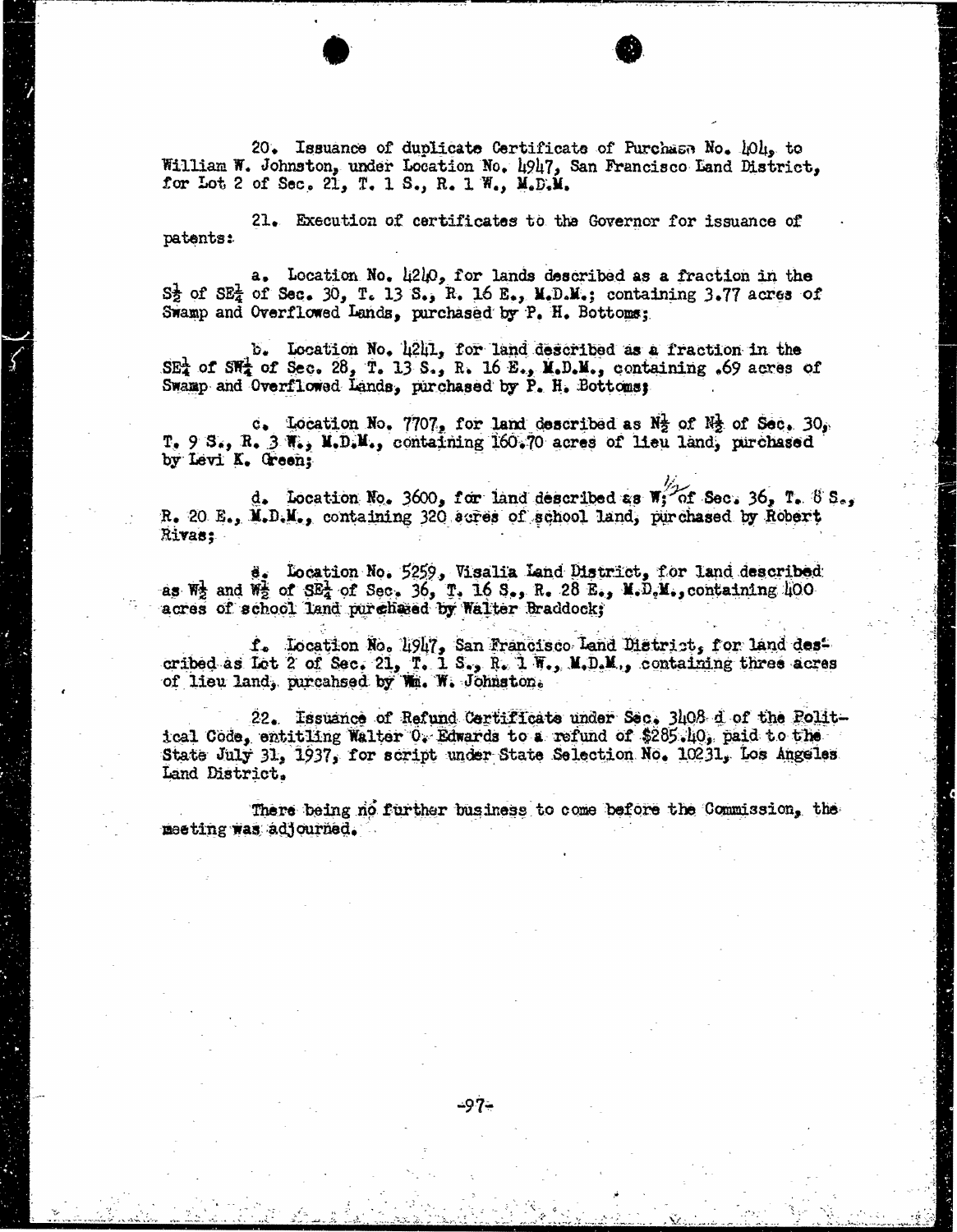20. Issuance of duplicate Certificate of Purchase No. 404, to William W. Johnston, under Location No. 4947, San Francisco Land District, for Lot 2 of Sec. 21, T. 1 S., R. 1 W., M.D.M.

21. Execution of certificates to the Governor for issuance of patents:

a. Location No. 4240, for lands described as a fraction in the $S\frac{1}{2}$ of $SE\frac{1}{4}$ of Sec. 30, T. 13 S., R. 16 E., M.D.M.; containing 3.77 acres of Swamp and Overflowed Lands, purchased by P. H. Bottoms;

b. Location No. 4241, for land described as a fraction in the $SE\frac{1}{4}$ of $SW\frac{1}{4}$ of Sec. 28, T. 13 S., R. 16 E., M.D.M., containing .69 acres of Swamp and Overflowed Lands, purchased by P. H. Bottoms;

c. Location No. 7707, for land described as $N\frac{1}{2}$ of $N\frac{1}{2}$ of Sec. 30, T. 9 S., R. 3 W., M.D.M., containing 160.70 acres of lieu land, purchased by Levi K. Green;

d. Location No. 3600, for land described as $W\frac{1}{2}$ of Sec. 36, T. 8 S., R. 20 E., M.D.M., containing 320 acres of school land, purchased by Robert Rivas;

e. Location No. 5259, Visalia Land District, for land described as $W\frac{1}{2}$ and $W\frac{1}{2}$ of $SE\frac{1}{4}$ of Sec. 36, T. 16 S., R. 28 E., M.D.M., containing 400 acres of school land purchased by Walter Braddock;

f. Location No. 4947, San Francisco Land District, for land described as Lot 2 of Sec. 21, T. 1 S., R. 1 W., M.D.M., containing three acres of lieu land, purcahsed by Wm. W. Johnston.

22. Issuance of Refund Certificate under Sec. 3408 d of the Political Code, entitling Walter O. Edwards to a refund of $285.40, paid to the State July 31, 1937, for script under State Selection No. 10231, Los Angeles Land District.

There being no further business to come before the Commission, the meeting was adjourned.